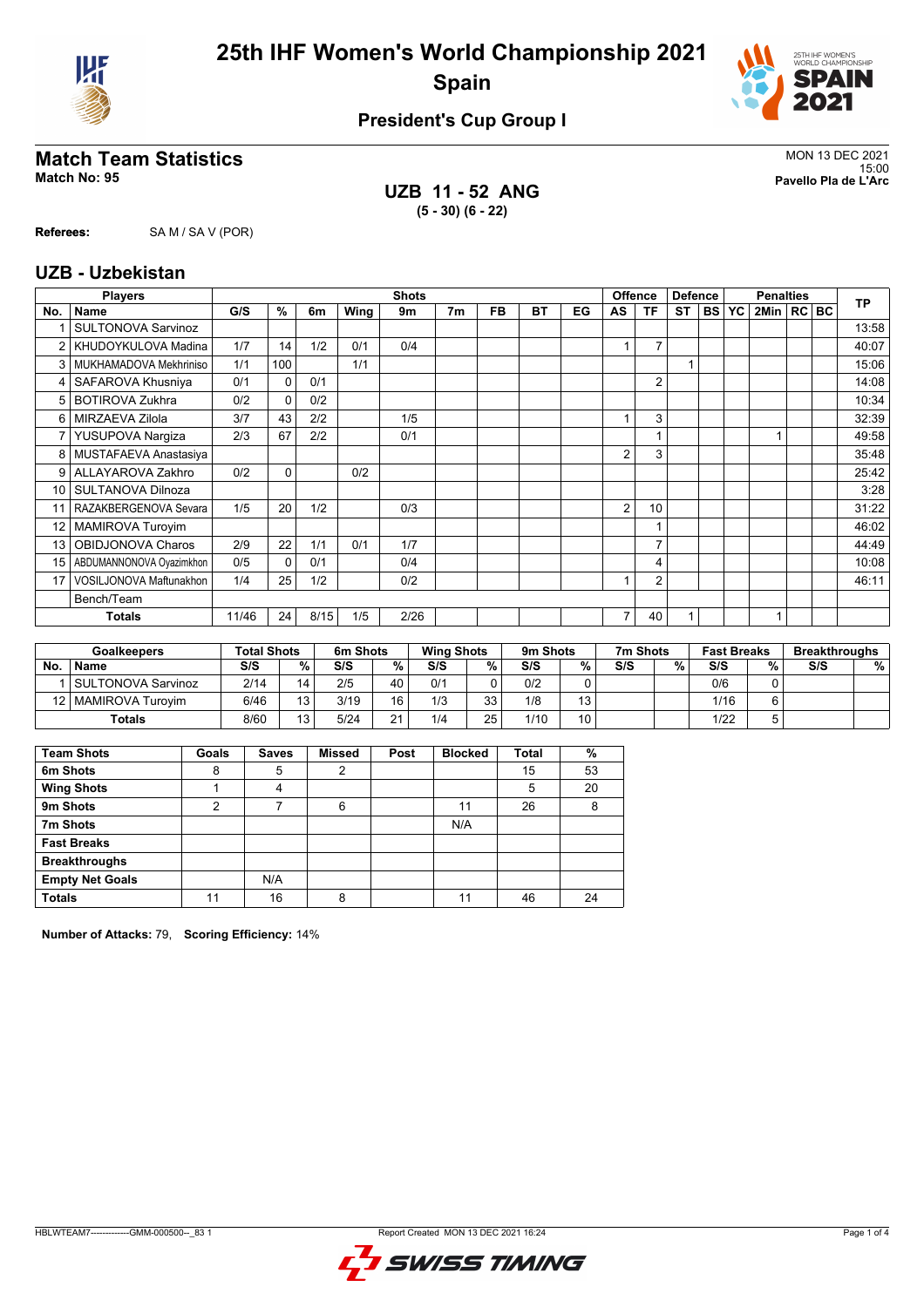# 25th IHF Women's World Championship 2021

## Spain

### President's Cup Group I

## Match Team Statistics

**Match No: 95**

MON 13 DEC 2021
15:00
**Pavello Pla de L'Arc**

**UZB 11 - 52 ANG**
**(5 - 30) (6 - 22)**

**Referees:** SA M / SA V (POR)

## UZB - Uzbekistan

| No. | Name | G/S | % | 6m | Wing | 9m | 7m | FB | BT | EG | AS | TF | ST | BS | YC | 2Min | RC | BC | TP |
|---|---|---|---|---|---|---|---|---|---|---|---|---|---|---|---|---|---|---|---|
| | **Players** | **Shots** | | | | | | | | | **Offence** | | **Defence** | | | **Penalties** | | | |
| 1 | SULTONOVA Sarvinoz | | | | | | | | | | | | | | | | | | 13:58 |
| 2 | KHUDOYKULOVA Madina | 1/7 | 14 | 1/2 | 0/1 | 0/4 | | | | | 1 | 7 | | | | | | | 40:07 |
| 3 | MUKHAMADOVA Mekhriniso | 1/1 | 100 | | 1/1 | | | | | | | | 1 | | | | | | 15:06 |
| 4 | SAFAROVA Khusniya | 0/1 | 0 | 0/1 | | | | | | | | 2 | | | | | | | 14:08 |
| 5 | BOTIROVA Zukhra | 0/2 | 0 | 0/2 | | | | | | | | | | | | | | | 10:34 |
| 6 | MIRZAEVA Zilola | 3/7 | 43 | 2/2 | | 1/5 | | | | | 1 | 3 | | | | | | | 32:39 |
| 7 | YUSUPOVA Nargiza | 2/3 | 67 | 2/2 | | 0/1 | | | | | | 1 | | | | 1 | | | 49:58 |
| 8 | MUSTAFAEVA Anastasiya | | | | | | | | | | 2 | 3 | | | | | | | 35:48 |
| 9 | ALLAYAROVA Zakhro | 0/2 | 0 | | 0/2 | | | | | | | | | | | | | | 25:42 |
| 10 | SULTANOVA Dilnoza | | | | | | | | | | | | | | | | | | 3:28 |
| 11 | RAZAKBERGENOVA Sevara | 1/5 | 20 | 1/2 | | 0/3 | | | | | 2 | 10 | | | | | | | 31:22 |
| 12 | MAMIROVA Turoyim | | | | | | | | | | | 1 | | | | | | | 46:02 |
| 13 | OBIDJONOVA Charos | 2/9 | 22 | 1/1 | 0/1 | 1/7 | | | | | | 7 | | | | | | | 44:49 |
| 15 | ABDUMANNONOVA Oyazimkhon | 0/5 | 0 | 0/1 | | 0/4 | | | | | | 4 | | | | | | | 10:08 |
| 17 | VOSILJONOVA Maftunakhon | 1/4 | 25 | 1/2 | | 0/2 | | | | | 1 | 2 | | | | | | | 46:11 |
| | Bench/Team | | | | | | | | | | | | | | | | | | |
| | **Totals** | 11/46 | 24 | 8/15 | 1/5 | 2/26 | | | | | 7 | 40 | 1 | | | 1 | | | |

| No. | Goalkeepers | Total Shots S/S | % | 6m Shots S/S | % | Wing Shots S/S | % | 9m Shots S/S | % | 7m Shots S/S | % | Fast Breaks S/S | % | Breakthroughs S/S | % |
|---|---|---|---|---|---|---|---|---|---|---|---|---|---|---|---|
| 1 | SULTONOVA Sarvinoz | 2/14 | 14 | 2/5 | 40 | 0/1 | 0 | 0/2 | 0 | | | 0/6 | 0 | | |
| 12 | MAMIROVA Turoyim | 6/46 | 13 | 3/19 | 16 | 1/3 | 33 | 1/8 | 13 | | | 1/16 | 6 | | |
| | **Totals** | 8/60 | 13 | 5/24 | 21 | 1/4 | 25 | 1/10 | 10 | | | 1/22 | 5 | | |

| Team Shots | Goals | Saves | Missed | Post | Blocked | Total | % |
|---|---|---|---|---|---|---|---|
| 6m Shots | 8 | 5 | 2 | | | 15 | 53 |
| Wing Shots | 1 | 4 | | | | 5 | 20 |
| 9m Shots | 2 | 7 | 6 | | 11 | 26 | 8 |
| 7m Shots | | | | | N/A | | |
| Fast Breaks | | | | | | | |
| Breakthroughs | | | | | | | |
| Empty Net Goals | | N/A | | | | | |
| **Totals** | 11 | 16 | 8 | | 11 | 46 | 24 |

**Number of Attacks:** 79, **Scoring Efficiency:** 14%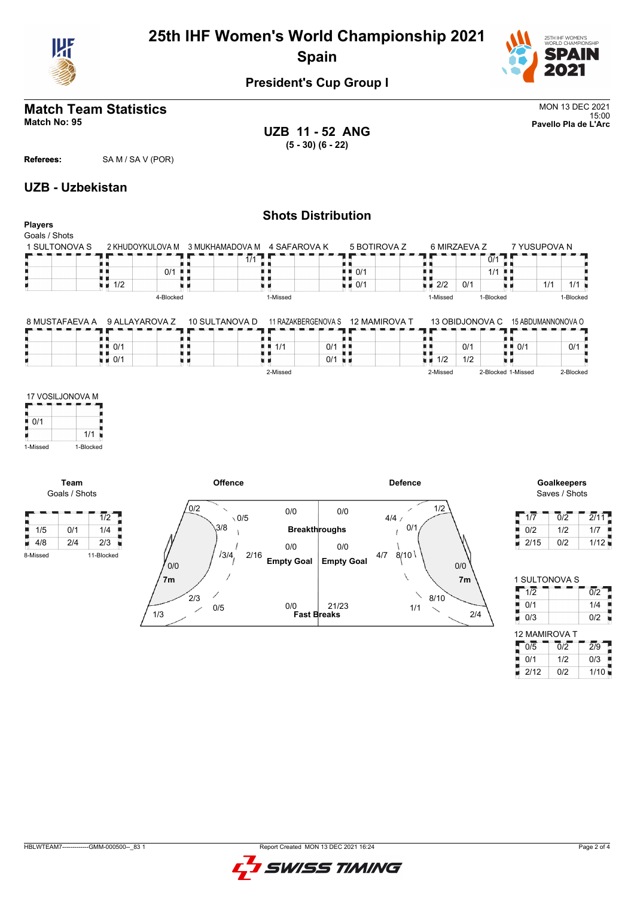# 25th IHF Women's World Championship 2021
## Spain

### President's Cup Group I

## Match Team Statistics

**Match No: 95**

MON 13 DEC 2021
15:00
**Pavello Pla de L'Arc**

**UZB 11 - 52 ANG**
**(5 - 30) (6 - 22)**

**Referees:** SA M / SA V (POR)

## UZB - Uzbekistan

### Shots Distribution

**Players**
Goals / Shots

**1 SULTONOVA S**

| | | |
|---|---|---|
| | | |
| | | |
| | | |

**2 KHUDOYKULOVA M**

| | | |
|---|---|---|
| | | |
| | | 0/1 |
| 1/2 | | |

4-Blocked

**3 MUKHAMADOVA M**

| | | |
|---|---|---|
| | | 1/1 |
| | | |
| | | |

**4 SAFAROVA K**

| | | |
|---|---|---|
| | | |
| | | |
| | | |

1-Missed

**5 BOTIROVA Z**

| | | |
|---|---|---|
| | | |
| 0/1 | | |
| 0/1 | | |

**6 MIRZAEVA Z**

| | | |
|---|---|---|
| | | 0/1 |
| | | 1/1 |
| 2/2 | 0/1 | |

1-Missed, 1-Blocked

**7 YUSUPOVA N**

| | | |
|---|---|---|
| | | |
| | | |
| | 1/1 | 1/1 |

1-Blocked

**8 MUSTAFAEVA A**

| | | |
|---|---|---|
| | | |
| | | |
| | | |

**9 ALLAYAROVA Z**

| | | |
|---|---|---|
| 0/1 | | |
| 0/1 | | |

**10 SULTANOVA D**

| | | |
|---|---|---|
| | | |
| | | |

**11 RAZAKBERGENOVA S**

| | | |
|---|---|---|
| 1/1 | | 0/1 |
| | | 0/1 |

2-Missed

**12 MAMIROVA T**

| | | |
|---|---|---|
| | | |
| | | |

**13 OBIDJONOVA C**

| | | |
|---|---|---|
| | 0/1 | |
| 1/2 | 1/2 | |

2-Missed, 2-Blocked

**15 ABDUMANNONOVA O**

| | | |
|---|---|---|
| 0/1 | | 0/1 |
| | | |

1-Missed, 2-Blocked

**17 VOSILJONOVA M**

| | |
|---|---|
| 0/1 | |
| | 1/1 |

1-Missed, 1-Blocked

**Team**
Goals / Shots

| | | |
|---|---|---|
| | | 1/2 |
| 1/5 | 0/1 | 1/4 |
| 4/8 | 2/4 | 2/3 |

8-Missed, 11-Blocked

**Offence**

- 0/2, 0/5, 3/8, 3/4, 2/16, 0/0, 7m, 2/3, 0/5, 1/3
- Breakthroughs: 0/0
- Empty Goal: 0/0
- Fast Breaks: 0/0

**Defence**

- Breakthroughs: 0/0
- Empty Goal: 0/0
- Fast Breaks: 21/23
- 4/4, 1/2, 0/1, 4/7, 8/10, 0/0, 7m, 8/10, 1/1, 2/4

**Goalkeepers**
Saves / Shots

| | | |
|---|---|---|
| 1/7 | 0/2 | 2/11 |
| 0/2 | 1/2 | 1/7 |
| 2/15 | 0/2 | 1/12 |

**1 SULTONOVA S**

| | | |
|---|---|---|
| 1/2 | | 0/2 |
| 0/1 | | 1/4 |
| 0/3 | | 0/2 |

**12 MAMIROVA T**

| | | |
|---|---|---|
| 0/5 | 0/2 | 2/9 |
| 0/1 | 1/2 | 0/3 |
| 2/12 | 0/2 | 1/10 |

HBLWTEAM7--------------GMM-000500--_83 1 Report Created MON 13 DEC 2021 16:24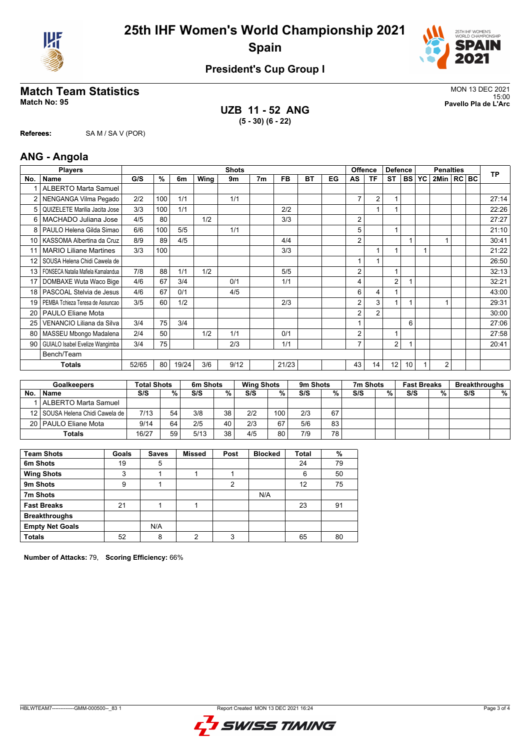# 25th IHF Women's World Championship 2021
## Spain

### President's Cup Group I

## Match Team Statistics

**Match No: 95**

MON 13 DEC 2021
15:00
**Pavello Pla de L'Arc**

### UZB 11 - 52 ANG
**(5 - 30) (6 - 22)**

**Referees:** SA M / SA V (POR)

## ANG - Angola

| Players | | Shots | | | | | | | | | Offence | | Defence | | Penalties | | | | TP |
|---|---|---|---|---|---|---|---|---|---|---|---|---|---|---|---|---|---|---|---|
| No. | Name | G/S | % | 6m | Wing | 9m | 7m | FB | BT | EG | AS | TF | ST | BS | YC | 2Min | RC | BC | |
| 1 | ALBERTO Marta Samuel | | | | | | | | | | | | | | | | | | |
| 2 | NENGANGA Vilma Pegado | 2/2 | 100 | 1/1 | | 1/1 | | | | | 7 | 2 | 1 | | | | | | 27:14 |
| 5 | QUIZELETE Marilia Jacita Jose | 3/3 | 100 | 1/1 | | | | 2/2 | | | | 1 | 1 | | | | | | 22:26 |
| 6 | MACHADO Juliana Jose | 4/5 | 80 | | 1/2 | | | 3/3 | | | 2 | | | | | | | | 27:27 |
| 8 | PAULO Helena Gilda Simao | 6/6 | 100 | 5/5 | | 1/1 | | | | | 5 | | 1 | | | | | | 21:10 |
| 10 | KASSOMA Albertina da Cruz | 8/9 | 89 | 4/5 | | | | 4/4 | | | 2 | | | 1 | | 1 | | | 30:41 |
| 11 | MARIO Liliane Martines | 3/3 | 100 | | | | | 3/3 | | | | 1 | 1 | | 1 | | | | 21:22 |
| 12 | SOUSA Helena Chidi Cawela de | | | | | | | | | | 1 | 1 | | | | | | | 26:50 |
| 13 | FONSECA Natalia Mafiela Kamalandua | 7/8 | 88 | 1/1 | 1/2 | | | 5/5 | | | 2 | | 1 | | | | | | 32:13 |
| 17 | DOMBAXE Wuta Waco Bige | 4/6 | 67 | 3/4 | | 0/1 | | 1/1 | | | 4 | | 2 | 1 | | | | | 32:21 |
| 18 | PASCOAL Stelvia de Jesus | 4/6 | 67 | 0/1 | | 4/5 | | | | | 6 | 4 | 1 | | | | | | 43:00 |
| 19 | PEMBA Tchieza Teresa de Assuncao | 3/5 | 60 | 1/2 | | | | 2/3 | | | 2 | 3 | 1 | 1 | | 1 | | | 29:31 |
| 20 | PAULO Eliane Mota | | | | | | | | | | 2 | 2 | | | | | | | 30:00 |
| 25 | VENANCIO Liliana da Silva | 3/4 | 75 | 3/4 | | | | | | | 1 | | | 6 | | | | | 27:06 |
| 80 | MASSEU Mbongo Madalena | 2/4 | 50 | | 1/2 | 1/1 | | 0/1 | | | 2 | | 1 | | | | | | 27:58 |
| 90 | GUIALO Isabel Evelize Wangimba | 3/4 | 75 | | | 2/3 | | 1/1 | | | 7 | | 2 | 1 | | | | | 20:41 |
| | Bench/Team | | | | | | | | | | | | | | | | | | |
| | **Totals** | 52/65 | 80 | 19/24 | 3/6 | 9/12 | | 21/23 | | | 43 | 14 | 12 | 10 | 1 | 2 | | | |

| Goalkeepers | | Total Shots | | 6m Shots | | Wing Shots | | 9m Shots | | 7m Shots | | Fast Breaks | | Breakthroughs | |
|---|---|---|---|---|---|---|---|---|---|---|---|---|---|---|---|
| No. | Name | S/S | % | S/S | % | S/S | % | S/S | % | S/S | % | S/S | % | S/S | % |
| 1 | ALBERTO Marta Samuel | | | | | | | | | | | | | | |
| 12 | SOUSA Helena Chidi Cawela de | 7/13 | 54 | 3/8 | 38 | 2/2 | 100 | 2/3 | 67 | | | | | | |
| 20 | PAULO Eliane Mota | 9/14 | 64 | 2/5 | 40 | 2/3 | 67 | 5/6 | 83 | | | | | | |
| | **Totals** | 16/27 | 59 | 5/13 | 38 | 4/5 | 80 | 7/9 | 78 | | | | | | |

| Team Shots | Goals | Saves | Missed | Post | Blocked | Total | % |
|---|---|---|---|---|---|---|---|
| **6m Shots** | 19 | 5 | | | | 24 | 79 |
| **Wing Shots** | 3 | 1 | 1 | 1 | | 6 | 50 |
| **9m Shots** | 9 | 1 | | 2 | | 12 | 75 |
| **7m Shots** | | | | | N/A | | |
| **Fast Breaks** | 21 | 1 | 1 | | | 23 | 91 |
| **Breakthroughs** | | | | | | | |
| **Empty Net Goals** | | N/A | | | | | |
| **Totals** | 52 | 8 | 2 | 3 | | 65 | 80 |

**Number of Attacks:** 79, **Scoring Efficiency:** 66%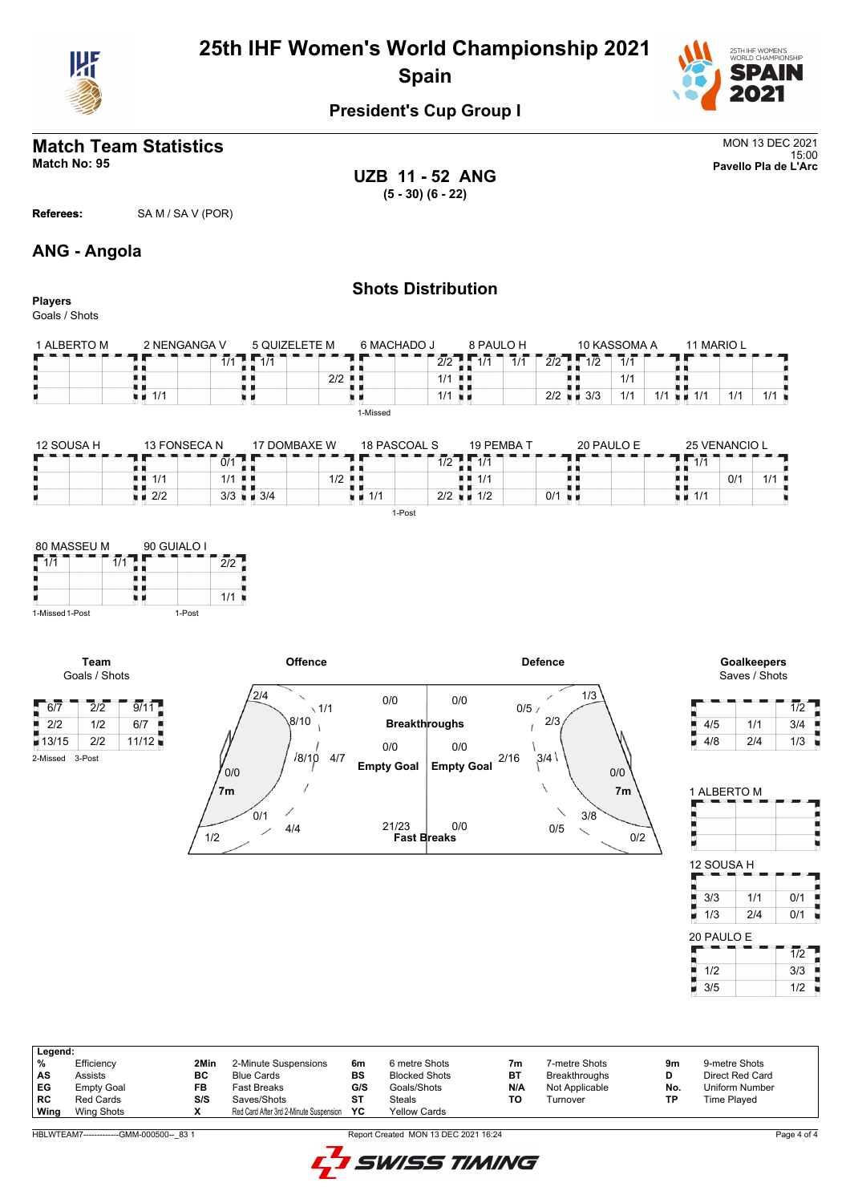# 25th IHF Women's World Championship 2021
## Spain
### President's Cup Group I

## Match Team Statistics

**Match No: 95**

MON 13 DEC 2021
15:00
**Pavello Pla de L'Arc**

**UZB 11 - 52 ANG**
**(5 - 30) (6 - 22)**

**Referees:** SA M / SA V (POR)

## ANG - Angola

### Shots Distribution

**Players**
Goals / Shots

1 ALBERTO M

2 NENGANGA V
| | | |
|---|---|---|
| | | 1/1 |
| | | |
| 1/1 | | |

5 QUIZELETE M
| | | |
|---|---|---|
| 1/1 | | |
| | | 2/2 |
| | | |

6 MACHADO J
| | | |
|---|---|---|
| | | 2/2 |
| | | 1/1 |
| | | 1/1 |

1-Missed

8 PAULO H
| | | |
|---|---|---|
| 1/1 | 1/1 | 2/2 |
| | | |
| | | 2/2 |

10 KASSOMA A
| | | |
|---|---|---|
| 1/2 | 1/1 | |
| | 1/1 | |
| 3/3 | 1/1 | 1/1 |

11 MARIO L
| | | |
|---|---|---|
| | | |
| | | |
| 1/1 | 1/1 | 1/1 |

12 SOUSA H

13 FONSECA N
| | | |
|---|---|---|
| | | 0/1 |
| 1/1 | | 1/1 |
| 2/2 | | 3/3 |

17 DOMBAXE W
| | | |
|---|---|---|
| | | |
| | | 1/2 |
| 3/4 | | |

18 PASCOAL S
| | | |
|---|---|---|
| | | 1/2 |
| | | |
| 1/1 | | 2/2 |

1-Post

19 PEMBA T
| | | |
|---|---|---|
| 1/1 | | |
| 1/1 | | |
| 1/2 | | 0/1 |

20 PAULO E

25 VENANCIO L
| | | |
|---|---|---|
| 1/1 | | |
| | 0/1 | 1/1 |
| 1/1 | | |

80 MASSEU M
| | | |
|---|---|---|
| 1/1 | | 1/1 |
| | | |
| | | |

1-Missed 1-Post

90 GUIALO I
| | | |
|---|---|---|
| | | 2/2 |
| | | |
| | | 1/1 |

1-Post

**Team**
Goals / Shots

| | | |
|---|---|---|
| 6/7 | 2/2 | 9/11 |
| 2/2 | 1/2 | 6/7 |
| 13/15 | 2/2 | 11/12 |

2-Missed 3-Post

**Offence**

2/4
1/1
8/10
8/10
4/7
0/0
7m
0/1
4/4
1/2

0/0 | 0/0
Breakthroughs
0/0 | 0/0
Empty Goal | Empty Goal
21/23 | 0/0
Fast Breaks

**Defence**

0/5
1/3
2/3
2/16
3/4
0/0
7m
3/8
0/5
0/2

**Goalkeepers**
Saves / Shots

| | | |
|---|---|---|
| | | 1/2 |
| 4/5 | 1/1 | 3/4 |
| 4/8 | 2/4 | 1/3 |

1 ALBERTO M

12 SOUSA H
| | | |
|---|---|---|
| | | |
| 3/3 | 1/1 | 0/1 |
| 1/3 | 2/4 | 0/1 |

20 PAULO E
| | | |
|---|---|---|
| | | 1/2 |
| 1/2 | | 3/3 |
| 3/5 | | 1/2 |

| Legend: | | | | | | | | | |
|---|---|---|---|---|---|---|---|---|---|
| % | Efficiency | 2Min | 2-Minute Suspensions | 6m | 6 metre Shots | 7m | 7-metre Shots | 9m | 9-metre Shots |
| AS | Assists | BC | Blue Cards | BS | Blocked Shots | BT | Breakthroughs | D | Direct Red Card |
| EG | Empty Goal | FB | Fast Breaks | G/S | Goals/Shots | N/A | Not Applicable | No. | Uniform Number |
| RC | Red Cards | S/S | Saves/Shots | ST | Steals | TO | Turnover | TP | Time Played |
| Wing | Wing Shots | X | Red Card After 3rd 2-Minute Suspension | YC | Yellow Cards | | | | |

HBLWTEAM7-------------GMM-000500--_83 1 Report Created MON 13 DEC 2021 16:24